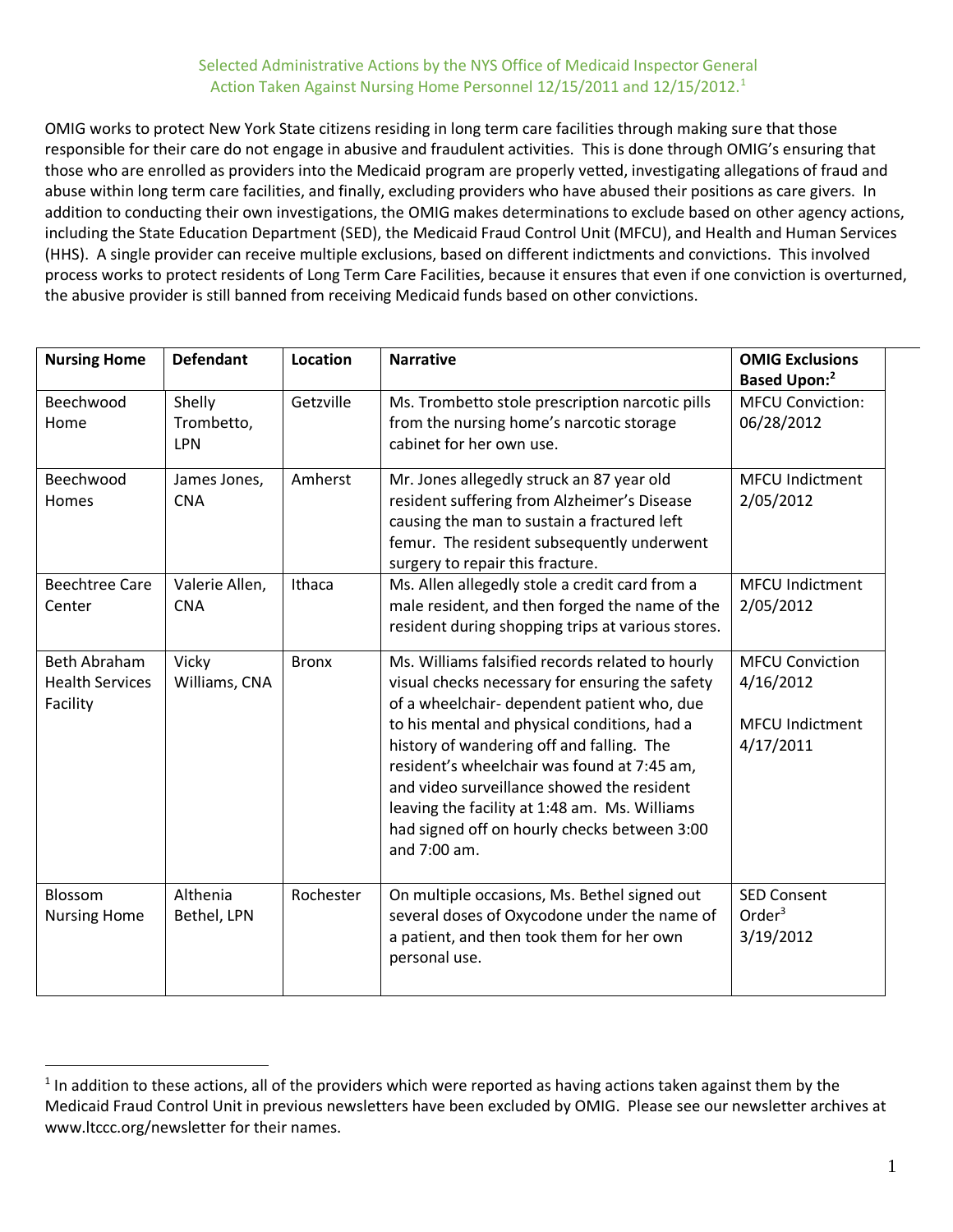Selected Administrative Actions by the NYS Office of Medicaid Inspector General
Action Taken Against Nursing Home Personnel 12/15/2011 and 12/15/2012.[1]

OMIG works to protect New York State citizens residing in long term care facilities through making sure that those responsible for their care do not engage in abusive and fraudulent activities. This is done through OMIG's ensuring that those who are enrolled as providers into the Medicaid program are properly vetted, investigating allegations of fraud and abuse within long term care facilities, and finally, excluding providers who have abused their positions as care givers. In addition to conducting their own investigations, the OMIG makes determinations to exclude based on other agency actions, including the State Education Department (SED), the Medicaid Fraud Control Unit (MFCU), and Health and Human Services (HHS). A single provider can receive multiple exclusions, based on different indictments and convictions. This involved process works to protect residents of Long Term Care Facilities, because it ensures that even if one conviction is overturned, the abusive provider is still banned from receiving Medicaid funds based on other convictions.

| Nursing Home | Defendant | Location | Narrative | OMIG Exclusions Based Upon:[2] |
|---|---|---|---|---|
| Beechwood Home | Shelly Trombetto, LPN | Getzville | Ms. Trombetto stole prescription narcotic pills from the nursing home's narcotic storage cabinet for her own use. | MFCU Conviction: 06/28/2012 |
| Beechwood Homes | James Jones, CNA | Amherst | Mr. Jones allegedly struck an 87 year old resident suffering from Alzheimer's Disease causing the man to sustain a fractured left femur. The resident subsequently underwent surgery to repair this fracture. | MFCU Indictment 2/05/2012 |
| Beechtree Care Center | Valerie Allen, CNA | Ithaca | Ms. Allen allegedly stole a credit card from a male resident, and then forged the name of the resident during shopping trips at various stores. | MFCU Indictment 2/05/2012 |
| Beth Abraham Health Services Facility | Vicky Williams, CNA | Bronx | Ms. Williams falsified records related to hourly visual checks necessary for ensuring the safety of a wheelchair- dependent patient who, due to his mental and physical conditions, had a history of wandering off and falling. The resident's wheelchair was found at 7:45 am, and video surveillance showed the resident leaving the facility at 1:48 am. Ms. Williams had signed off on hourly checks between 3:00 and 7:00 am. | MFCU Conviction 4/16/2012<br><br>MFCU Indictment 4/17/2011 |
| Blossom Nursing Home | Althenia Bethel, LPN | Rochester | On multiple occasions, Ms. Bethel signed out several doses of Oxycodone under the name of a patient, and then took them for her own personal use. | SED Consent Order[3] 3/19/2012 |

[1] In addition to these actions, all of the providers which were reported as having actions taken against them by the Medicaid Fraud Control Unit in previous newsletters have been excluded by OMIG. Please see our newsletter archives at www.ltccc.org/newsletter for their names.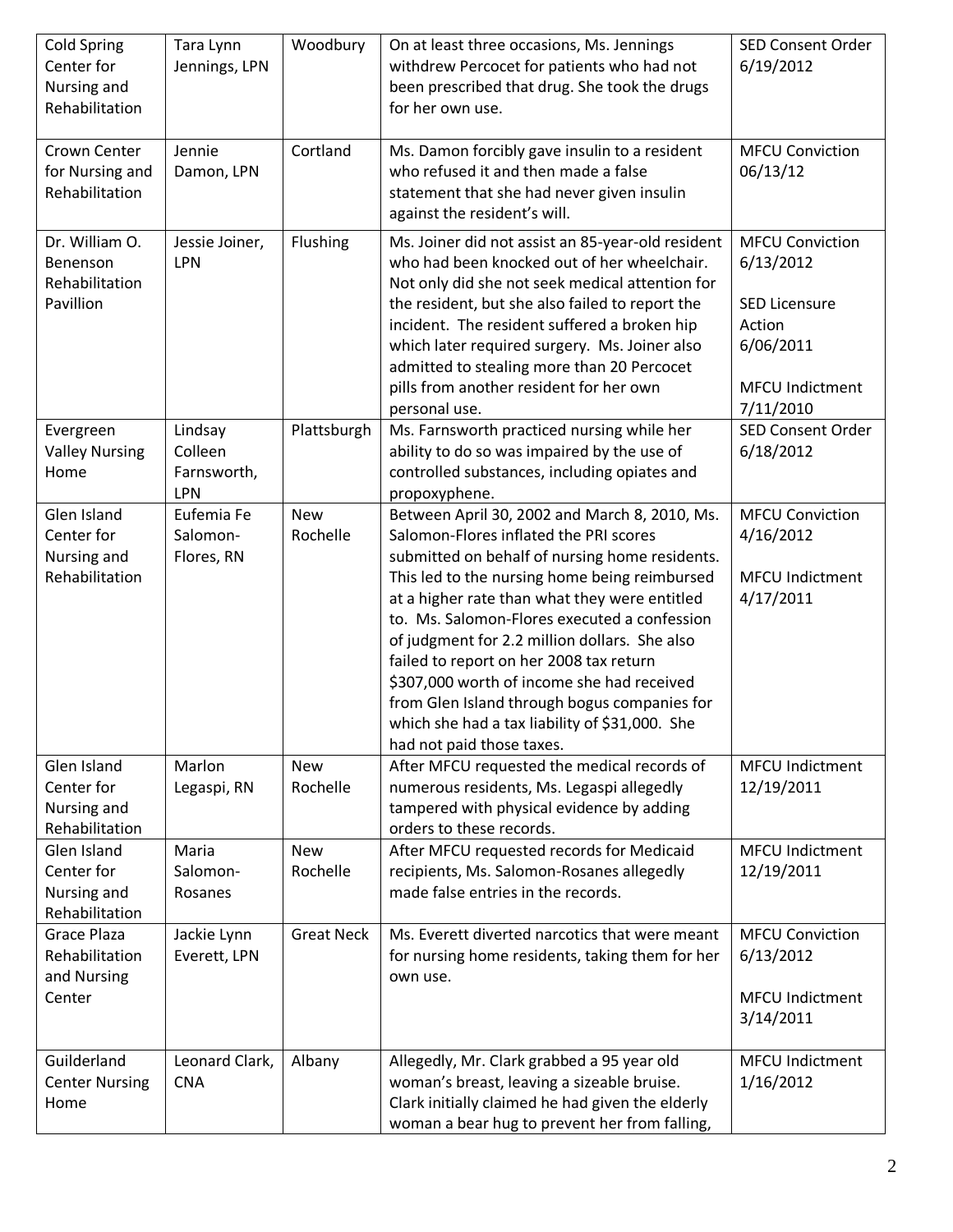| | | | | |
|---|---|---|---|---|
| Cold Spring Center for Nursing and Rehabilitation | Tara Lynn Jennings, LPN | Woodbury | On at least three occasions, Ms. Jennings withdrew Percocet for patients who had not been prescribed that drug. She took the drugs for her own use. | SED Consent Order 6/19/2012 |
| Crown Center for Nursing and Rehabilitation | Jennie Damon, LPN | Cortland | Ms. Damon forcibly gave insulin to a resident who refused it and then made a false statement that she had never given insulin against the resident's will. | MFCU Conviction 06/13/12 |
| Dr. William O. Benenson Rehabilitation Pavillion | Jessie Joiner, LPN | Flushing | Ms. Joiner did not assist an 85-year-old resident who had been knocked out of her wheelchair. Not only did she not seek medical attention for the resident, but she also failed to report the incident. The resident suffered a broken hip which later required surgery. Ms. Joiner also admitted to stealing more than 20 Percocet pills from another resident for her own personal use. | MFCU Conviction 6/13/2012<br><br>SED Licensure Action 6/06/2011<br><br>MFCU Indictment 7/11/2010 |
| Evergreen Valley Nursing Home | Lindsay Colleen Farnsworth, LPN | Plattsburgh | Ms. Farnsworth practiced nursing while her ability to do so was impaired by the use of controlled substances, including opiates and propoxyphene. | SED Consent Order 6/18/2012 |
| Glen Island Center for Nursing and Rehabilitation | Eufemia Fe Salomon-Flores, RN | New Rochelle | Between April 30, 2002 and March 8, 2010, Ms. Salomon-Flores inflated the PRI scores submitted on behalf of nursing home residents. This led to the nursing home being reimbursed at a higher rate than what they were entitled to. Ms. Salomon-Flores executed a confession of judgment for 2.2 million dollars. She also failed to report on her 2008 tax return $307,000 worth of income she had received from Glen Island through bogus companies for which she had a tax liability of $31,000. She had not paid those taxes. | MFCU Conviction 4/16/2012<br><br>MFCU Indictment 4/17/2011 |
| Glen Island Center for Nursing and Rehabilitation | Marlon Legaspi, RN | New Rochelle | After MFCU requested the medical records of numerous residents, Ms. Legaspi allegedly tampered with physical evidence by adding orders to these records. | MFCU Indictment 12/19/2011 |
| Glen Island Center for Nursing and Rehabilitation | Maria Salomon-Rosanes | New Rochelle | After MFCU requested records for Medicaid recipients, Ms. Salomon-Rosanes allegedly made false entries in the records. | MFCU Indictment 12/19/2011 |
| Grace Plaza Rehabilitation and Nursing Center | Jackie Lynn Everett, LPN | Great Neck | Ms. Everett diverted narcotics that were meant for nursing home residents, taking them for her own use. | MFCU Conviction 6/13/2012<br><br>MFCU Indictment 3/14/2011 |
| Guilderland Center Nursing Home | Leonard Clark, CNA | Albany | Allegedly, Mr. Clark grabbed a 95 year old woman's breast, leaving a sizeable bruise. Clark initially claimed he had given the elderly woman a bear hug to prevent her from falling, | MFCU Indictment 1/16/2012 |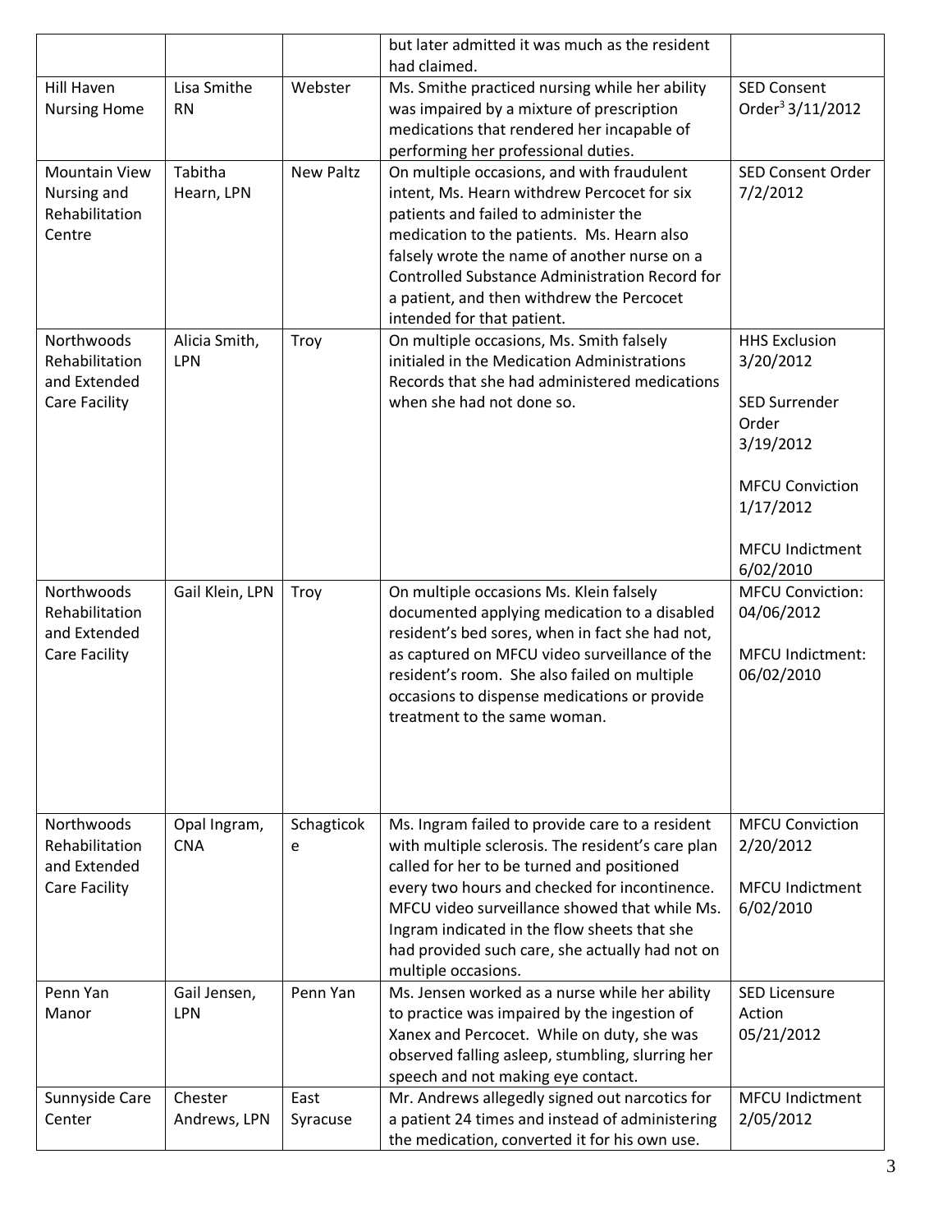| | | | but later admitted it was much as the resident had claimed. | |
|---|---|---|---|---|
| Hill Haven Nursing Home | Lisa Smithe RN | Webster | Ms. Smithe practiced nursing while her ability was impaired by a mixture of prescription medications that rendered her incapable of performing her professional duties. | SED Consent Order[3] 3/11/2012 |
| Mountain View Nursing and Rehabilitation Centre | Tabitha Hearn, LPN | New Paltz | On multiple occasions, and with fraudulent intent, Ms. Hearn withdrew Percocet for six patients and failed to administer the medication to the patients. Ms. Hearn also falsely wrote the name of another nurse on a Controlled Substance Administration Record for a patient, and then withdrew the Percocet intended for that patient. | SED Consent Order 7/2/2012 |
| Northwoods Rehabilitation and Extended Care Facility | Alicia Smith, LPN | Troy | On multiple occasions, Ms. Smith falsely initialed in the Medication Administrations Records that she had administered medications when she had not done so. | HHS Exclusion 3/20/2012<br><br>SED Surrender Order 3/19/2012<br><br>MFCU Conviction 1/17/2012<br><br>MFCU Indictment 6/02/2010 |
| Northwoods Rehabilitation and Extended Care Facility | Gail Klein, LPN | Troy | On multiple occasions Ms. Klein falsely documented applying medication to a disabled resident's bed sores, when in fact she had not, as captured on MFCU video surveillance of the resident's room. She also failed on multiple occasions to dispense medications or provide treatment to the same woman. | MFCU Conviction: 04/06/2012<br><br>MFCU Indictment: 06/02/2010 |
| Northwoods Rehabilitation and Extended Care Facility | Opal Ingram, CNA | Schagticoke | Ms. Ingram failed to provide care to a resident with multiple sclerosis. The resident's care plan called for her to be turned and positioned every two hours and checked for incontinence. MFCU video surveillance showed that while Ms. Ingram indicated in the flow sheets that she had provided such care, she actually had not on multiple occasions. | MFCU Conviction 2/20/2012<br><br>MFCU Indictment 6/02/2010 |
| Penn Yan Manor | Gail Jensen, LPN | Penn Yan | Ms. Jensen worked as a nurse while her ability to practice was impaired by the ingestion of Xanex and Percocet. While on duty, she was observed falling asleep, stumbling, slurring her speech and not making eye contact. | SED Licensure Action 05/21/2012 |
| Sunnyside Care Center | Chester Andrews, LPN | East Syracuse | Mr. Andrews allegedly signed out narcotics for a patient 24 times and instead of administering the medication, converted it for his own use. | MFCU Indictment 2/05/2012 |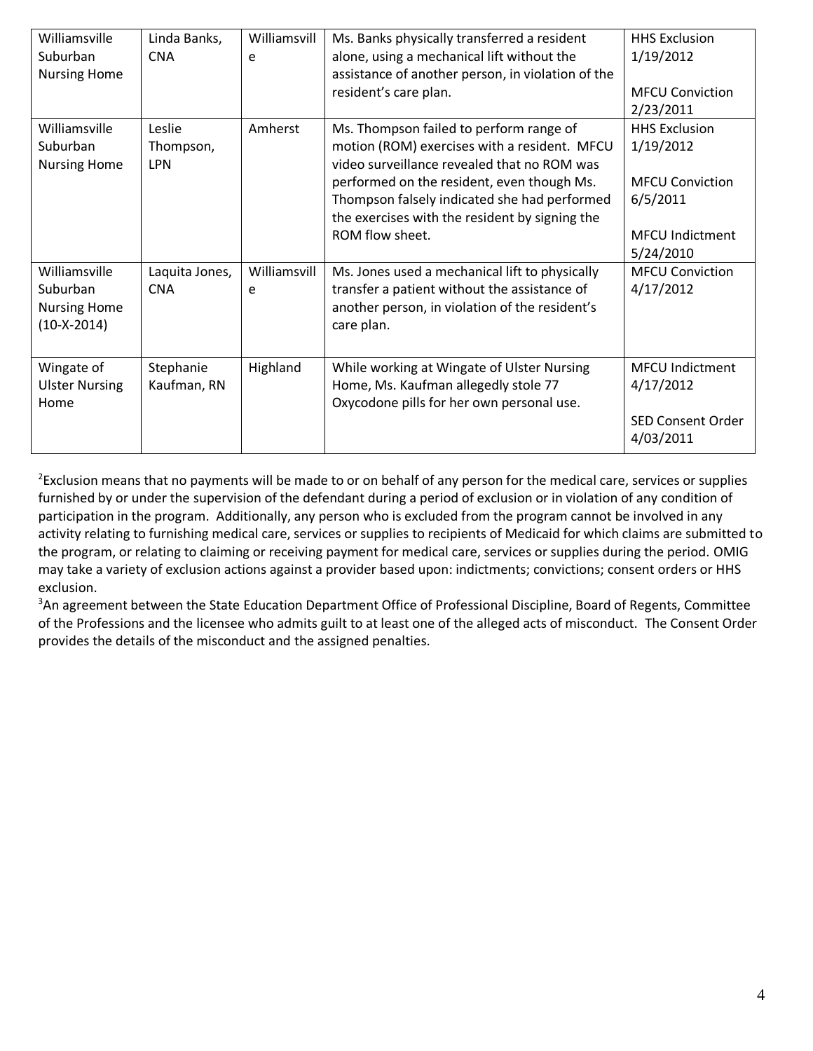| | | | | |
|---|---|---|---|---|
| Williamsville Suburban Nursing Home | Linda Banks, CNA | Williamsville | Ms. Banks physically transferred a resident alone, using a mechanical lift without the assistance of another person, in violation of the resident's care plan. | HHS Exclusion 1/19/2012<br><br>MFCU Conviction 2/23/2011 |
| Williamsville Suburban Nursing Home | Leslie Thompson, LPN | Amherst | Ms. Thompson failed to perform range of motion (ROM) exercises with a resident. MFCU video surveillance revealed that no ROM was performed on the resident, even though Ms. Thompson falsely indicated she had performed the exercises with the resident by signing the ROM flow sheet. | HHS Exclusion 1/19/2012<br><br>MFCU Conviction 6/5/2011<br><br>MFCU Indictment 5/24/2010 |
| Williamsville Suburban Nursing Home (10-X-2014) | Laquita Jones, CNA | Williamsville | Ms. Jones used a mechanical lift to physically transfer a patient without the assistance of another person, in violation of the resident's care plan. | MFCU Conviction 4/17/2012 |
| Wingate of Ulster Nursing Home | Stephanie Kaufman, RN | Highland | While working at Wingate of Ulster Nursing Home, Ms. Kaufman allegedly stole 77 Oxycodone pills for her own personal use. | MFCU Indictment 4/17/2012<br><br>SED Consent Order 4/03/2011 |

[2]Exclusion means that no payments will be made to or on behalf of any person for the medical care, services or supplies furnished by or under the supervision of the defendant during a period of exclusion or in violation of any condition of participation in the program. Additionally, any person who is excluded from the program cannot be involved in any activity relating to furnishing medical care, services or supplies to recipients of Medicaid for which claims are submitted to the program, or relating to claiming or receiving payment for medical care, services or supplies during the period. OMIG may take a variety of exclusion actions against a provider based upon: indictments; convictions; consent orders or HHS exclusion.

[3]An agreement between the State Education Department Office of Professional Discipline, Board of Regents, Committee of the Professions and the licensee who admits guilt to at least one of the alleged acts of misconduct. The Consent Order provides the details of the misconduct and the assigned penalties.